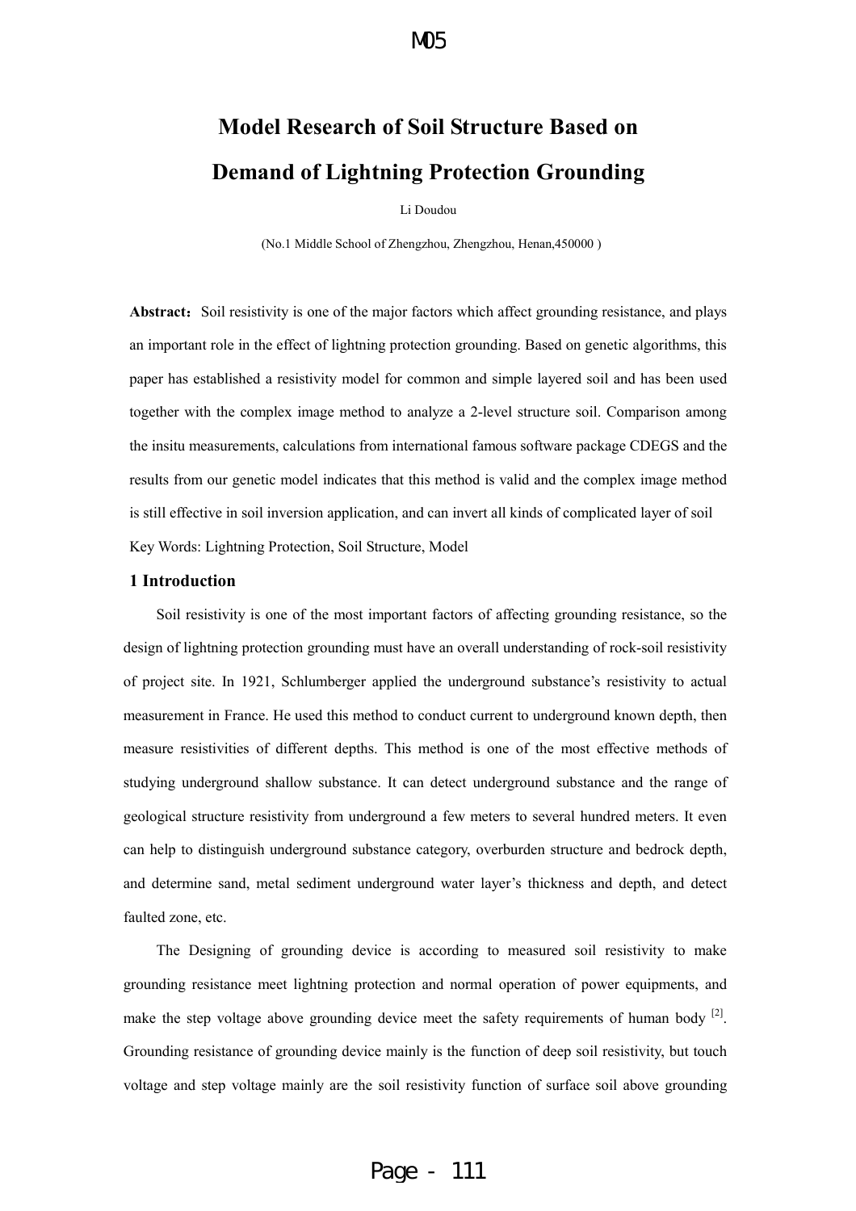# Model Research of Soil Structure Based on Demand of Lightning Protection Grounding

Li Doudou

(No.1 Middle School of Zhengzhou, Zhengzhou, Henan,450000 )

**Abstract：** Soil resistivity is one of the major factors which affect grounding resistance, and plays an important role in the effect of lightning protection grounding. Based on genetic algorithms, this paper has established a resistivity model for common and simple layered soil and has been used together with the complex image method to analyze a 2-level structure soil. Comparison among the insitu measurements, calculations from international famous software package CDEGS and the results from our genetic model indicates that this method is valid and the complex image method is still effective in soil inversion application, and can invert all kinds of complicated layer of soil

Key Words: Lightning Protection, Soil Structure, Model

## 1 Introduction

Soil resistivity is one of the most important factors of affecting grounding resistance, so the design of lightning protection grounding must have an overall understanding of rock-soil resistivity of project site. In 1921, Schlumberger applied the underground substance's resistivity to actual measurement in France. He used this method to conduct current to underground known depth, then measure resistivities of different depths. This method is one of the most effective methods of studying underground shallow substance. It can detect underground substance and the range of geological structure resistivity from underground a few meters to several hundred meters. It even can help to distinguish underground substance category, overburden structure and bedrock depth, and determine sand, metal sediment underground water layer's thickness and depth, and detect faulted zone, etc.

The Designing of grounding device is according to measured soil resistivity to make grounding resistance meet lightning protection and normal operation of power equipments, and make the step voltage above grounding device meet the safety requirements of human body [2]. Grounding resistance of grounding device mainly is the function of deep soil resistivity, but touch voltage and step voltage mainly are the soil resistivity function of surface soil above grounding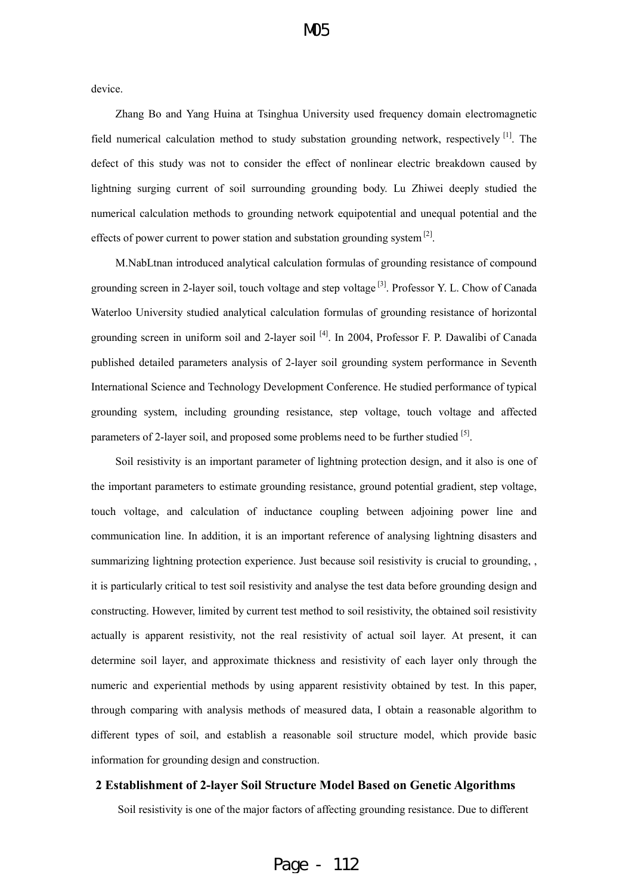device.

Zhang Bo and Yang Huina at Tsinghua University used frequency domain electromagnetic field numerical calculation method to study substation grounding network, respectively [1]. The defect of this study was not to consider the effect of nonlinear electric breakdown caused by lightning surging current of soil surrounding grounding body. Lu Zhiwei deeply studied the numerical calculation methods to grounding network equipotential and unequal potential and the effects of power current to power station and substation grounding system [2].

M.NabLtnan introduced analytical calculation formulas of grounding resistance of compound grounding screen in 2-layer soil, touch voltage and step voltage [3]. Professor Y. L. Chow of Canada Waterloo University studied analytical calculation formulas of grounding resistance of horizontal grounding screen in uniform soil and 2-layer soil [4]. In 2004, Professor F. P. Dawalibi of Canada published detailed parameters analysis of 2-layer soil grounding system performance in Seventh International Science and Technology Development Conference. He studied performance of typical grounding system, including grounding resistance, step voltage, touch voltage and affected parameters of 2-layer soil, and proposed some problems need to be further studied [5].

Soil resistivity is an important parameter of lightning protection design, and it also is one of the important parameters to estimate grounding resistance, ground potential gradient, step voltage, touch voltage, and calculation of inductance coupling between adjoining power line and communication line. In addition, it is an important reference of analysing lightning disasters and summarizing lightning protection experience. Just because soil resistivity is crucial to grounding, , it is particularly critical to test soil resistivity and analyse the test data before grounding design and constructing. However, limited by current test method to soil resistivity, the obtained soil resistivity actually is apparent resistivity, not the real resistivity of actual soil layer. At present, it can determine soil layer, and approximate thickness and resistivity of each layer only through the numeric and experiential methods by using apparent resistivity obtained by test. In this paper, through comparing with analysis methods of measured data, I obtain a reasonable algorithm to different types of soil, and establish a reasonable soil structure model, which provide basic information for grounding design and construction.

## 2 Establishment of 2-layer Soil Structure Model Based on Genetic Algorithms

Soil resistivity is one of the major factors of affecting grounding resistance. Due to different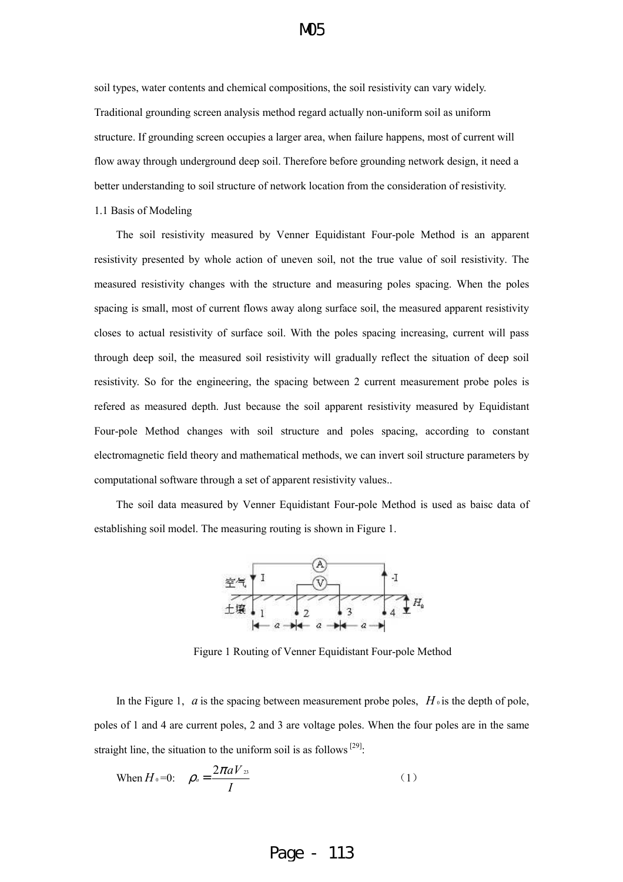soil types, water contents and chemical compositions, the soil resistivity can vary widely. Traditional grounding screen analysis method regard actually non-uniform soil as uniform structure. If grounding screen occupies a larger area, when failure happens, most of current will flow away through underground deep soil. Therefore before grounding network design, it need a better understanding to soil structure of network location from the consideration of resistivity.

### 1.1 Basis of Modeling

The soil resistivity measured by Venner Equidistant Four-pole Method is an apparent resistivity presented by whole action of uneven soil, not the true value of soil resistivity. The measured resistivity changes with the structure and measuring poles spacing. When the poles spacing is small, most of current flows away along surface soil, the measured apparent resistivity closes to actual resistivity of surface soil. With the poles spacing increasing, current will pass through deep soil, the measured soil resistivity will gradually reflect the situation of deep soil resistivity. So for the engineering, the spacing between 2 current measurement probe poles is refered as measured depth. Just because the soil apparent resistivity measured by Equidistant Four-pole Method changes with soil structure and poles spacing, according to constant electromagnetic field theory and mathematical methods, we can invert soil structure parameters by computational software through a set of apparent resistivity values..

The soil data measured by Venner Equidistant Four-pole Method is used as baisc data of establishing soil model. The measuring routing is shown in Figure 1.

空气
土壤
I
-I
A
V
1
2
3
4
$H_0$
a
a
a

Figure 1 Routing of Venner Equidistant Four-pole Method

In the Figure 1, $a$ is the spacing between measurement probe poles, $H_0$ is the depth of pole, poles of 1 and 4 are current poles, 2 and 3 are voltage poles. When the four poles are in the same straight line, the situation to the uniform soil is as follows [29]:

When $H_0$=0: $\rho_a = \dfrac{2\pi a V_{23}}{I}$ （1）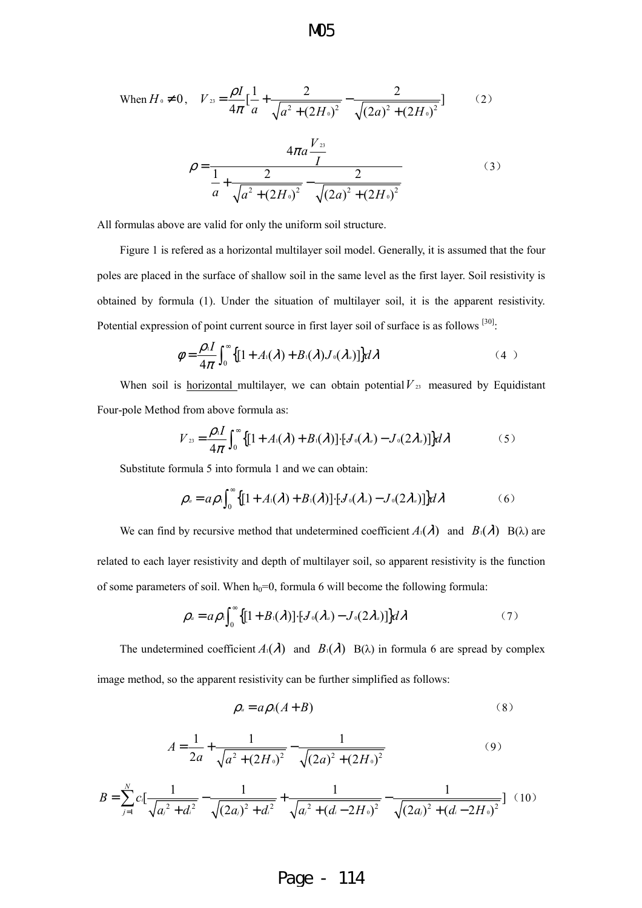When $H_0 \neq 0$, $\quad V_{23} = \frac{\rho I}{4\pi}[\frac{1}{a} + \frac{2}{\sqrt{a^2 + (2H_0)^2}} - \frac{2}{\sqrt{(2a)^2 + (2H_0)^2}}] \qquad (2)$

$$\rho = \frac{4\pi a \frac{V_{23}}{I}}{\frac{1}{a} + \frac{2}{\sqrt{a^2 + (2H_0)^2}} - \frac{2}{\sqrt{(2a)^2 + (2H_0)^2}}} \qquad (3)$$

All formulas above are valid for only the uniform soil structure.

Figure 1 is refered as a horizontal multilayer soil model. Generally, it is assumed that the four poles are placed in the surface of shallow soil in the same level as the first layer. Soil resistivity is obtained by formula (1). Under the situation of multilayer soil, it is the apparent resistivity. Potential expression of point current source in first layer soil of surface is as follows [30]:

$$\phi = \frac{\rho_1 I}{4\pi}\int_0^\infty \{[1 + A_1(\lambda) + B_1(\lambda)J_0(\lambda_a)]\}d\lambda \qquad (4)$$

When soil is horizontal multilayer, we can obtain potential $V_{23}$ measured by Equidistant Four-pole Method from above formula as:

$$V_{23} = \frac{\rho_1 I}{4\pi}\int_0^\infty \{[1 + A_1(\lambda) + B_1(\lambda)]\cdot[J_0(\lambda_a) - J_0(2\lambda_a)]\}d\lambda \qquad (5)$$

Substitute formula 5 into formula 1 and we can obtain:

$$\rho_a = a\rho_1\int_0^\infty \{[1 + A_1(\lambda) + B_1(\lambda)]\cdot[J_0(\lambda_a) - J_0(2\lambda_a)]\}d\lambda \qquad (6)$$

We can find by recursive method that undetermined coefficient $A_1(\lambda)$ and $B_1(\lambda)$ B(λ) are related to each layer resistivity and depth of multilayer soil, so apparent resistivity is the function of some parameters of soil. When $h_0=0$, formula 6 will become the following formula:

$$\rho_a = a\rho_1\int_0^\infty \{[1 + B_1(\lambda)]\cdot[J_0(\lambda_a) - J_0(2\lambda_a)]\}d\lambda \qquad (7)$$

The undetermined coefficient $A_1(\lambda)$ and $B_1(\lambda)$ B(λ) in formula 6 are spread by complex image method, so the apparent resistivity can be further simplified as follows:

$$\rho_a = a\rho_1(A + B) \qquad (8)$$

$$A = \frac{1}{2a} + \frac{1}{\sqrt{a^2 + (2H_0)^2}} - \frac{1}{\sqrt{(2a)^2 + (2H_0)^2}} \qquad (9)$$

$$B = \sum_{j=1}^{N} c_i[\frac{1}{\sqrt{a_j^2 + d_i^2}} - \frac{1}{\sqrt{(2a_j)^2 + d_i^2}} + \frac{1}{\sqrt{a_j^2 + (d_i - 2H_0)^2}} - \frac{1}{\sqrt{(2a_j)^2 + (d_i - 2H_0)^2}}] \qquad (10)$$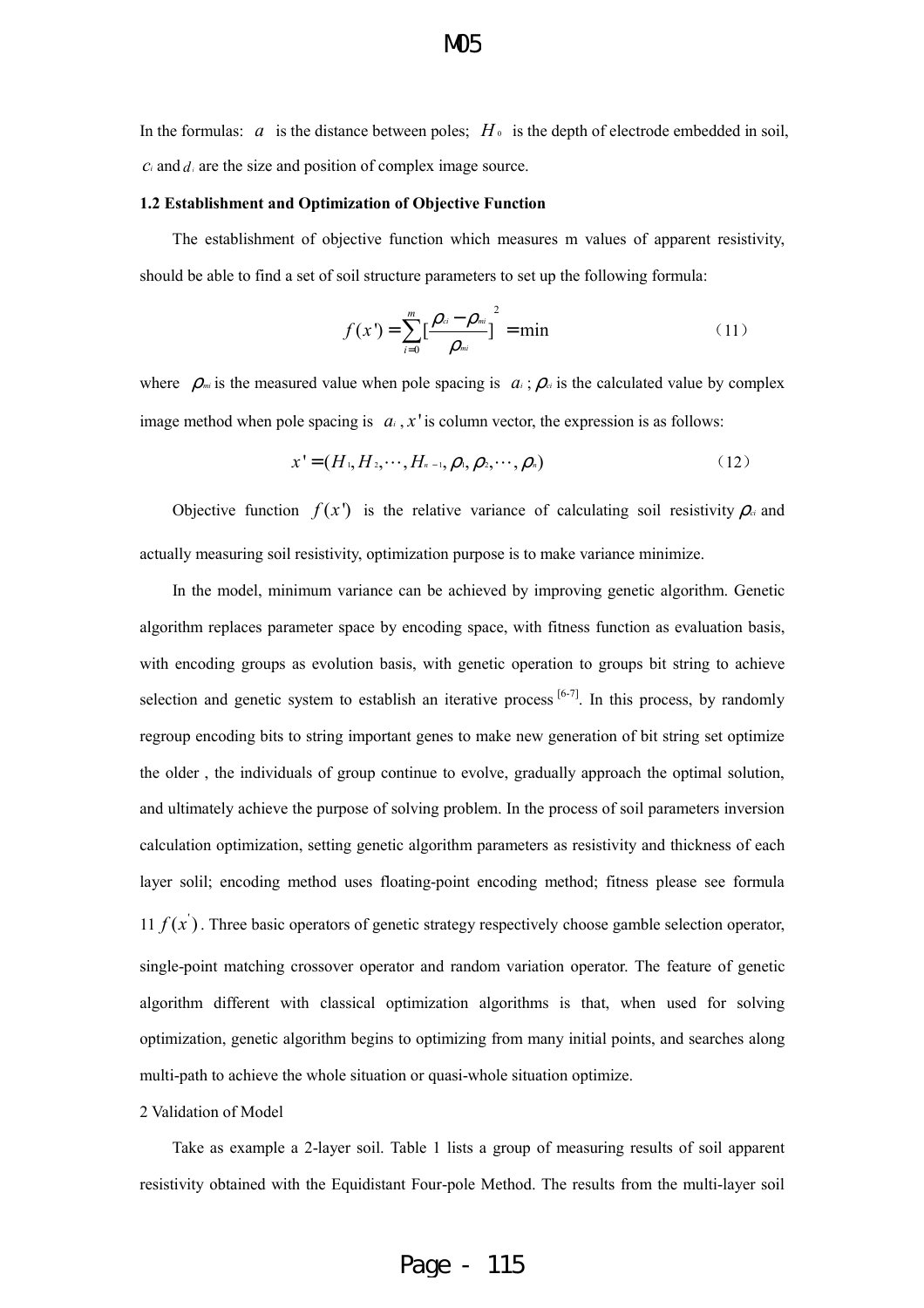In the formulas: $a$ is the distance between poles; $H_0$ is the depth of electrode embedded in soil, $c_i$ and $d_i$ are the size and position of complex image source.

**1.2 Establishment and Optimization of Objective Function**

The establishment of objective function which measures m values of apparent resistivity, should be able to find a set of soil structure parameters to set up the following formula:

$$f(x') = \sum_{i=0}^{m} [\frac{\rho_{ci} - \rho_{mi}}{\rho_{mi}}]^2 = \min \qquad (11)$$

where $\rho_{mi}$ is the measured value when pole spacing is $a_i$ ; $\rho_{ci}$ is the calculated value by complex image method when pole spacing is $a_i$ , $x'$ is column vector, the expression is as follows:

$$x' = (H_1, H_2, \cdots, H_{n-1}, \rho_1, \rho_2, \cdots, \rho_n) \qquad (12)$$

Objective function $f(x')$ is the relative variance of calculating soil resistivity $\rho_{ci}$ and actually measuring soil resistivity, optimization purpose is to make variance minimize.

In the model, minimum variance can be achieved by improving genetic algorithm. Genetic algorithm replaces parameter space by encoding space, with fitness function as evaluation basis, with encoding groups as evolution basis, with genetic operation to groups bit string to achieve selection and genetic system to establish an iterative process [6-7]. In this process, by randomly regroup encoding bits to string important genes to make new generation of bit string set optimize the older , the individuals of group continue to evolve, gradually approach the optimal solution, and ultimately achieve the purpose of solving problem. In the process of soil parameters inversion calculation optimization, setting genetic algorithm parameters as resistivity and thickness of each layer solil; encoding method uses floating-point encoding method; fitness please see formula 11 $f(x')$. Three basic operators of genetic strategy respectively choose gamble selection operator, single-point matching crossover operator and random variation operator. The feature of genetic algorithm different with classical optimization algorithms is that, when used for solving optimization, genetic algorithm begins to optimizing from many initial points, and searches along multi-path to achieve the whole situation or quasi-whole situation optimize.

2 Validation of Model

Take as example a 2-layer soil. Table 1 lists a group of measuring results of soil apparent resistivity obtained with the Equidistant Four-pole Method. The results from the multi-layer soil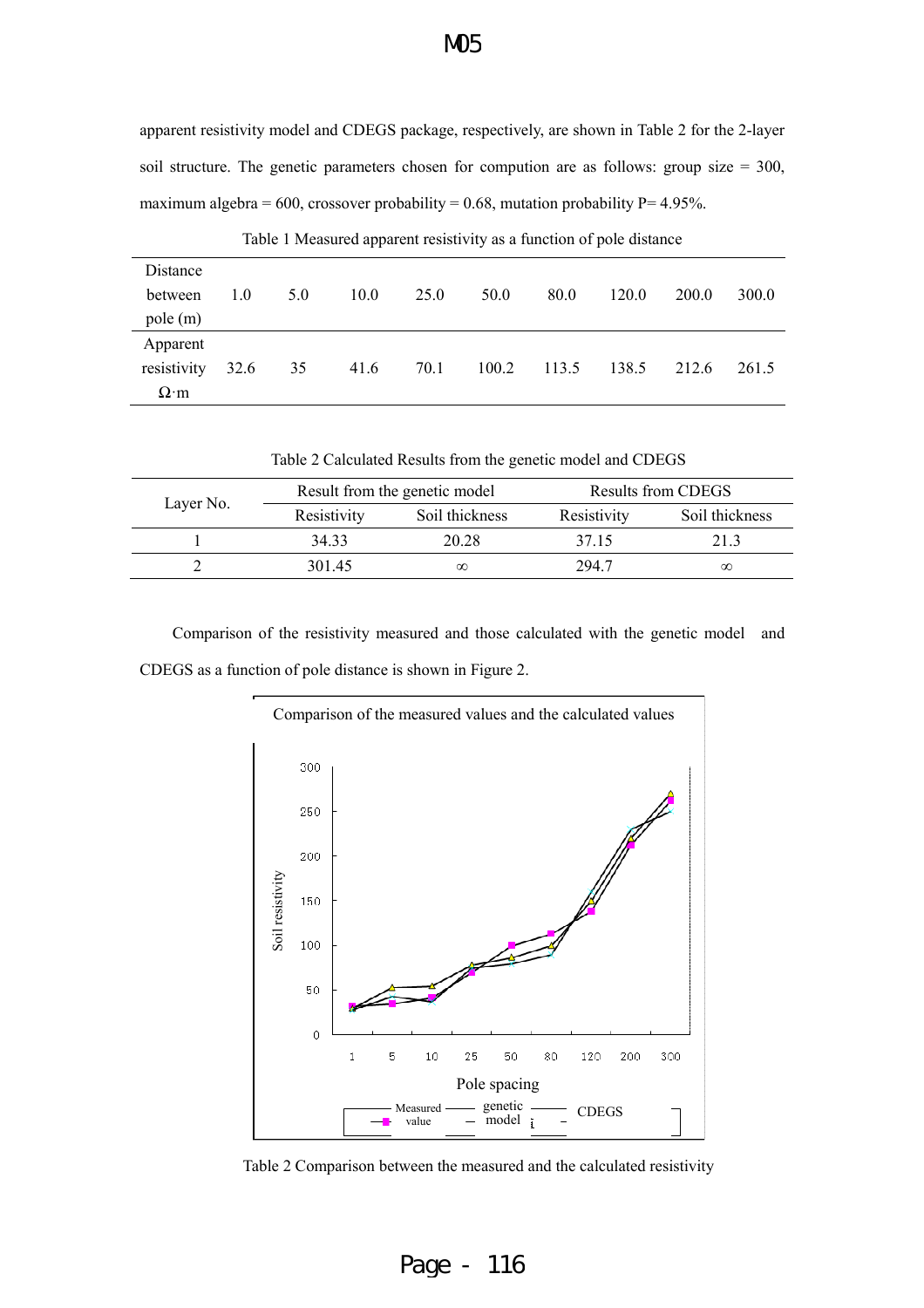apparent resistivity model and CDEGS package, respectively, are shown in Table 2 for the 2-layer soil structure. The genetic parameters chosen for compution are as follows: group size = 300, maximum algebra = 600, crossover probability = 0.68, mutation probability P= 4.95%.

Table 1 Measured apparent resistivity as a function of pole distance

| Distance between pole (m) | 1.0 | 5.0 | 10.0 | 25.0 | 50.0 | 80.0 | 120.0 | 200.0 | 300.0 |
|---|---|---|---|---|---|---|---|---|---|
| Apparent resistivity Ω·m | 32.6 | 35 | 41.6 | 70.1 | 100.2 | 113.5 | 138.5 | 212.6 | 261.5 |

Table 2 Calculated Results from the genetic model and CDEGS

| Layer No. | Result from the genetic model | | Results from CDEGS | |
|---|---|---|---|---|
| | Resistivity | Soil thickness | Resistivity | Soil thickness |
| 1 | 34.33 | 20.28 | 37.15 | 21.3 |
| 2 | 301.45 | ∞ | 294.7 | ∞ |

Comparison of the resistivity measured and those calculated with the genetic model and CDEGS as a function of pole distance is shown in Figure 2.

Comparison of the measured values and the calculated values

Soil resistivity

300
250
200
150
100
50
0

1 5 10 25 50 80 120 200 300

Pole spacing

Measured value
genetic model
CDEGS

Table 2 Comparison between the measured and the calculated resistivity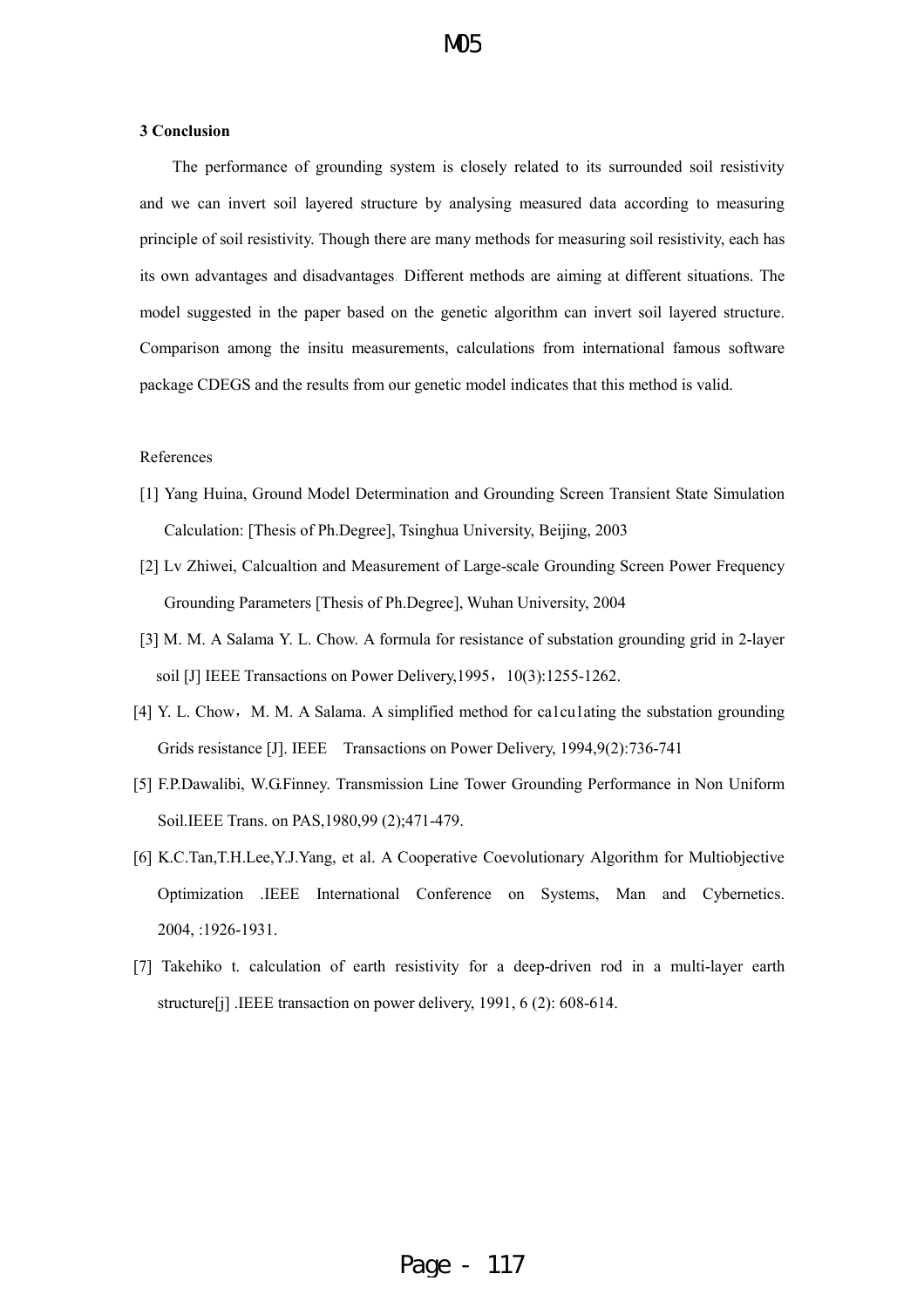### 3 Conclusion

The performance of grounding system is closely related to its surrounded soil resistivity and we can invert soil layered structure by analysing measured data according to measuring principle of soil resistivity. Though there are many methods for measuring soil resistivity, each has its own advantages and disadvantages. Different methods are aiming at different situations. The model suggested in the paper based on the genetic algorithm can invert soil layered structure. Comparison among the insitu measurements, calculations from international famous software package CDEGS and the results from our genetic model indicates that this method is valid.

References

[1] Yang Huina, Ground Model Determination and Grounding Screen Transient State Simulation Calculation: [Thesis of Ph.Degree], Tsinghua University, Beijing, 2003

[2] Lv Zhiwei, Calcualtion and Measurement of Large-scale Grounding Screen Power Frequency Grounding Parameters [Thesis of Ph.Degree], Wuhan University, 2004

[3] M. M. A Salama Y. L. Chow. A formula for resistance of substation grounding grid in 2-layer soil [J] IEEE Transactions on Power Delivery,1995，10(3):1255-1262.

[4] Y. L. Chow，M. M. A Salama. A simplified method for ca1cu1ating the substation grounding Grids resistance [J]. IEEE Transactions on Power Delivery, 1994,9(2):736-741

[5] F.P.Dawalibi, W.G.Finney. Transmission Line Tower Grounding Performance in Non Uniform Soil.IEEE Trans. on PAS,1980,99 (2);471-479.

[6] K.C.Tan,T.H.Lee,Y.J.Yang, et al. A Cooperative Coevolutionary Algorithm for Multiobjective Optimization .IEEE International Conference on Systems, Man and Cybernetics. 2004, :1926-1931.

[7] Takehiko t. calculation of earth resistivity for a deep-driven rod in a multi-layer earth structure[j] .IEEE transaction on power delivery, 1991, 6 (2): 608-614.